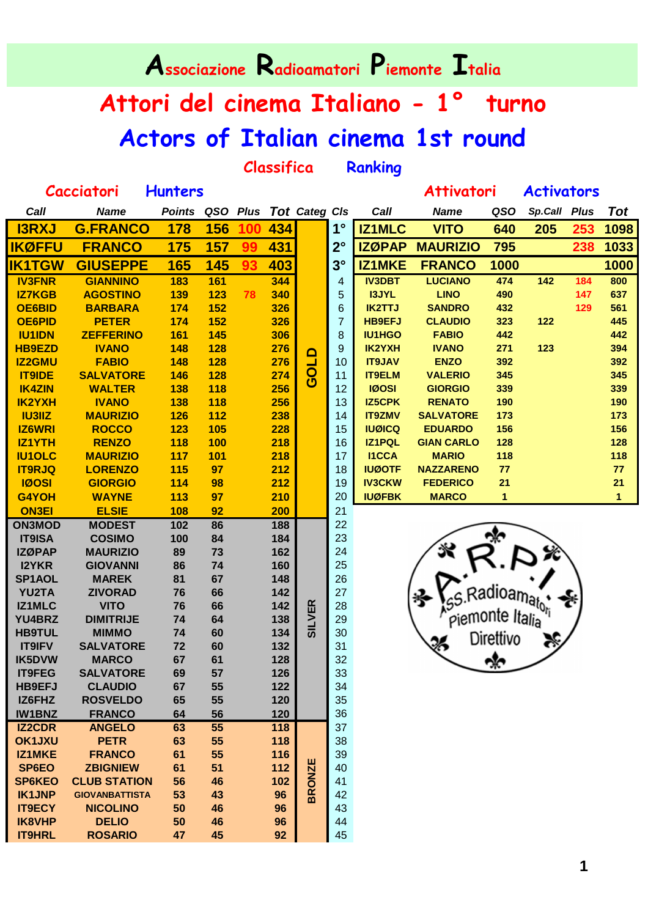# Associazione Radioamatori Piemonte Italia

## Attori del cinema Italiano - 1° turno

## Actors of Italian cinema 1st round

### Classifica Ranking

| Cacciatori Hunters | | | | | | | | Attivatori Activators | | | | | |
|---|---|---|---|---|---|---|---|---|---|---|---|---|---|
| Call | Name | Points | QSO | Plus | Tot | Categ | Cls | Call | Name | QSO | Sp.Call | Plus | Tot |
| I3RXJ | G.FRANCO | 178 | 156 | 100 | 434 | GOLD | 1° | IZ1MLC | VITO | 640 | 205 | 253 | 1098 |
| IKØFFU | FRANCO | 175 | 157 | 99 | 431 | GOLD | 2° | IZØPAP | MAURIZIO | 795 | | 238 | 1033 |
| IK1TGW | GIUSEPPE | 165 | 145 | 93 | 403 | GOLD | 3° | IZ1MKE | FRANCO | 1000 | | | 1000 |
| IV3FNR | GIANNINO | 183 | 161 | | 344 | GOLD | 4 | IV3DBT | LUCIANO | 474 | 142 | 184 | 800 |
| IZ7KGB | AGOSTINO | 139 | 123 | 78 | 340 | GOLD | 5 | I3JYL | LINO | 490 | | 147 | 637 |
| OE6BID | BARBARA | 174 | 152 | | 326 | GOLD | 6 | IK2TTJ | SANDRO | 432 | | 129 | 561 |
| OE6PID | PETER | 174 | 152 | | 326 | GOLD | 7 | HB9EFJ | CLAUDIO | 323 | 122 | | 445 |
| IU1IDN | ZEFFERINO | 161 | 145 | | 306 | GOLD | 8 | IU1HGO | FABIO | 442 | | | 442 |
| HB9EZD | IVANO | 148 | 128 | | 276 | GOLD | 9 | IK2YXH | IVANO | 271 | 123 | | 394 |
| IZ2GMU | FABIO | 148 | 128 | | 276 | GOLD | 10 | IT9JAV | ENZO | 392 | | | 392 |
| IT9IDE | SALVATORE | 146 | 128 | | 274 | GOLD | 11 | IT9ELM | VALERIO | 345 | | | 345 |
| IK4ZIN | WALTER | 138 | 118 | | 256 | GOLD | 12 | IØOSI | GIORGIO | 339 | | | 339 |
| IK2YXH | IVANO | 138 | 118 | | 256 | GOLD | 13 | IZ5CPK | RENATO | 190 | | | 190 |
| IU3IIZ | MAURIZIO | 126 | 112 | | 238 | GOLD | 14 | IT9ZMV | SALVATORE | 173 | | | 173 |
| IZ6WRI | ROCCO | 123 | 105 | | 228 | GOLD | 15 | IUØICQ | EDUARDO | 156 | | | 156 |
| IZ1YTH | RENZO | 118 | 100 | | 218 | GOLD | 16 | IZ1PQL | GIAN CARLO | 128 | | | 128 |
| IU1OLC | MAURIZIO | 117 | 101 | | 218 | GOLD | 17 | I1CCA | MARIO | 118 | | | 118 |
| IT9RJQ | LORENZO | 115 | 97 | | 212 | GOLD | 18 | IUØOTF | NAZZARENO | 77 | | | 77 |
| IØOSI | GIORGIO | 114 | 98 | | 212 | GOLD | 19 | IV3CKW | FEDERICO | 21 | | | 21 |
| G4YOH | WAYNE | 113 | 97 | | 210 | GOLD | 20 | IUØFBK | MARCO | 1 | | | 1 |
| ON3EI | ELSIE | 108 | 92 | | 200 | GOLD | 21 | | | | | | |
| ON3MOD | MODEST | 102 | 86 | | 188 | SILVER | 22 | | | | | | |
| IT9ISA | COSIMO | 100 | 84 | | 184 | SILVER | 23 | | | | | | |
| IZØPAP | MAURIZIO | 89 | 73 | | 162 | SILVER | 24 | | | | | | |
| I2YKR | GIOVANNI | 86 | 74 | | 160 | SILVER | 25 | | | | | | |
| SP1AOL | MAREK | 81 | 67 | | 148 | SILVER | 26 | | | | | | |
| YU2TA | ZIVORAD | 76 | 66 | | 142 | SILVER | 27 | | | | | | |
| IZ1MLC | VITO | 76 | 66 | | 142 | SILVER | 28 | | | | | | |
| YU4BRZ | DIMITRIJE | 74 | 64 | | 138 | SILVER | 29 | | | | | | |
| HB9TUL | MIMMO | 74 | 60 | | 134 | SILVER | 30 | | | | | | |
| IT9IFV | SALVATORE | 72 | 60 | | 132 | SILVER | 31 | | | | | | |
| IK5DVW | MARCO | 67 | 61 | | 128 | SILVER | 32 | | | | | | |
| IT9FEG | SALVATORE | 69 | 57 | | 126 | SILVER | 33 | | | | | | |
| HB9EFJ | CLAUDIO | 67 | 55 | | 122 | SILVER | 34 | | | | | | |
| IZ6FHZ | ROSVELDO | 65 | 55 | | 120 | SILVER | 35 | | | | | | |
| IW1BNZ | FRANCO | 64 | 56 | | 120 | SILVER | 36 | | | | | | |
| IZ2CDR | ANGELO | 63 | 55 | | 118 | BRONZE | 37 | | | | | | |
| OK1JXU | PETR | 63 | 55 | | 118 | BRONZE | 38 | | | | | | |
| IZ1MKE | FRANCO | 61 | 55 | | 116 | BRONZE | 39 | | | | | | |
| SP6EO | ZBIGNIEW | 61 | 51 | | 112 | BRONZE | 40 | | | | | | |
| SP6KEO | CLUB STATION | 56 | 46 | | 102 | BRONZE | 41 | | | | | | |
| IK1JNP | GIOVANBATTISTA | 53 | 43 | | 96 | BRONZE | 42 | | | | | | |
| IT9ECY | NICOLINO | 50 | 46 | | 96 | BRONZE | 43 | | | | | | |
| IK8VHP | DELIO | 50 | 46 | | 96 | BRONZE | 44 | | | | | | |
| IT9HRL | ROSARIO | 47 | 45 | | 92 | BRONZE | 45 | | | | | | |

A.R.I.P. Ass. Radioamatori Piemonte Italia – Direttivo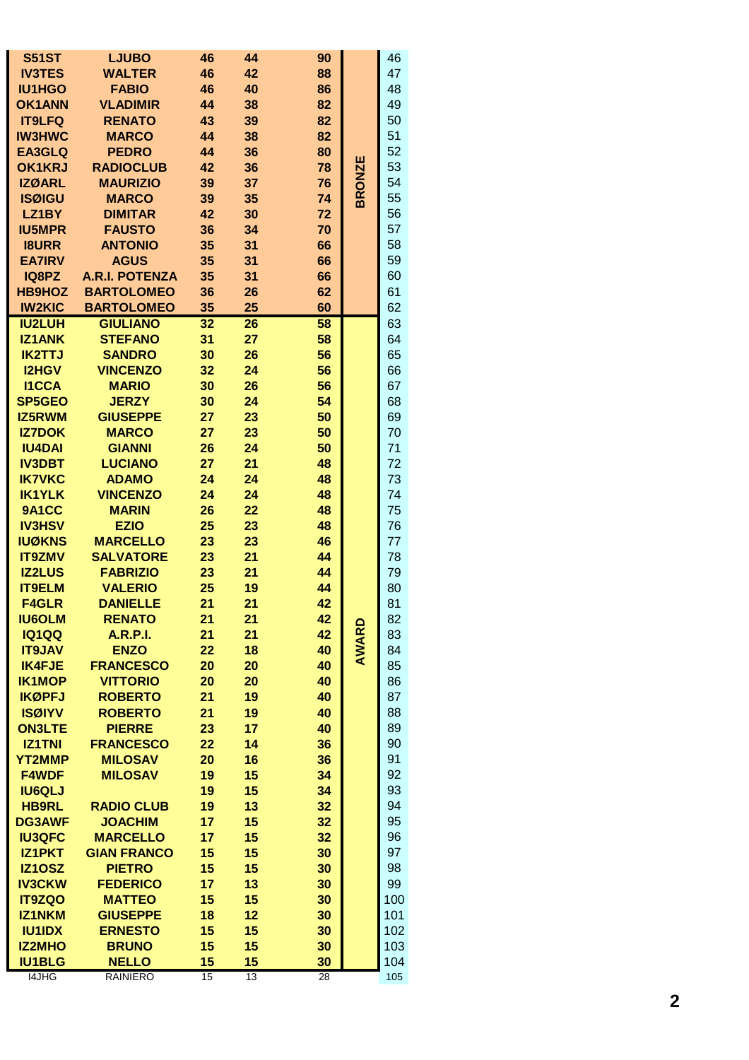| | | | | | | |
|---|---|---|---|---|---|---|
| **S51ST** | **LJUBO** | **46** | **44** | **90** | | 46 |
| **IV3TES** | **WALTER** | **46** | **42** | **88** | | 47 |
| **IU1HGO** | **FABIO** | **46** | **40** | **86** | | 48 |
| **OK1ANN** | **VLADIMIR** | **44** | **38** | **82** | | 49 |
| **IT9LFQ** | **RENATO** | **43** | **39** | **82** | | 50 |
| **IW3HWC** | **MARCO** | **44** | **38** | **82** | | 51 |
| **EA3GLQ** | **PEDRO** | **44** | **36** | **80** | | 52 |
| **OK1KRJ** | **RADIOCLUB** | **42** | **36** | **78** | **BRONZE** | 53 |
| **IZØARL** | **MAURIZIO** | **39** | **37** | **76** | | 54 |
| **ISØIGU** | **MARCO** | **39** | **35** | **74** | | 55 |
| **LZ1BY** | **DIMITAR** | **42** | **30** | **72** | | 56 |
| **IU5MPR** | **FAUSTO** | **36** | **34** | **70** | | 57 |
| **I8URR** | **ANTONIO** | **35** | **31** | **66** | | 58 |
| **EA7IRV** | **AGUS** | **35** | **31** | **66** | | 59 |
| **IQ8PZ** | **A.R.I. POTENZA** | **35** | **31** | **66** | | 60 |
| **HB9HOZ** | **BARTOLOMEO** | **36** | **26** | **62** | | 61 |
| **IW2KIC** | **BARTOLOMEO** | **35** | **25** | **60** | | 62 |
| **IU2LUH** | **GIULIANO** | **32** | **26** | **58** | | 63 |
| **IZ1ANK** | **STEFANO** | **31** | **27** | **58** | | 64 |
| **IK2TTJ** | **SANDRO** | **30** | **26** | **56** | | 65 |
| **I2HGV** | **VINCENZO** | **32** | **24** | **56** | | 66 |
| **I1CCA** | **MARIO** | **30** | **26** | **56** | | 67 |
| **SP5GEO** | **JERZY** | **30** | **24** | **54** | | 68 |
| **IZ5RWM** | **GIUSEPPE** | **27** | **23** | **50** | | 69 |
| **IZ7DOK** | **MARCO** | **27** | **23** | **50** | | 70 |
| **IU4DAI** | **GIANNI** | **26** | **24** | **50** | | 71 |
| **IV3DBT** | **LUCIANO** | **27** | **21** | **48** | | 72 |
| **IK7VKC** | **ADAMO** | **24** | **24** | **48** | | 73 |
| **IK1YLK** | **VINCENZO** | **24** | **24** | **48** | | 74 |
| **9A1CC** | **MARIN** | **26** | **22** | **48** | | 75 |
| **IV3HSV** | **EZIO** | **25** | **23** | **48** | | 76 |
| **IUØKNS** | **MARCELLO** | **23** | **23** | **46** | | 77 |
| **IT9ZMV** | **SALVATORE** | **23** | **21** | **44** | | 78 |
| **IZ2LUS** | **FABRIZIO** | **23** | **21** | **44** | | 79 |
| **IT9ELM** | **VALERIO** | **25** | **19** | **44** | | 80 |
| **F4GLR** | **DANIELLE** | **21** | **21** | **42** | | 81 |
| **IU6OLM** | **RENATO** | **21** | **21** | **42** | | 82 |
| **IQ1QQ** | **A.R.P.I.** | **21** | **21** | **42** | **AWARD** | 83 |
| **IT9JAV** | **ENZO** | **22** | **18** | **40** | | 84 |
| **IK4FJE** | **FRANCESCO** | **20** | **20** | **40** | | 85 |
| **IK1MOP** | **VITTORIO** | **20** | **20** | **40** | | 86 |
| **IKØPFJ** | **ROBERTO** | **21** | **19** | **40** | | 87 |
| **ISØIYV** | **ROBERTO** | **21** | **19** | **40** | | 88 |
| **ON3LTE** | **PIERRE** | **23** | **17** | **40** | | 89 |
| **IZ1TNI** | **FRANCESCO** | **22** | **14** | **36** | | 90 |
| **YT2MMP** | **MILOSAV** | **20** | **16** | **36** | | 91 |
| **F4WDF** | **MILOSAV** | **19** | **15** | **34** | | 92 |
| **IU6QLJ** | | **19** | **15** | **34** | | 93 |
| **HB9RL** | **RADIO CLUB** | **19** | **13** | **32** | | 94 |
| **DG3AWF** | **JOACHIM** | **17** | **15** | **32** | | 95 |
| **IU3QFC** | **MARCELLO** | **17** | **15** | **32** | | 96 |
| **IZ1PKT** | **GIAN FRANCO** | **15** | **15** | **30** | | 97 |
| **IZ1OSZ** | **PIETRO** | **15** | **15** | **30** | | 98 |
| **IV3CKW** | **FEDERICO** | **17** | **13** | **30** | | 99 |
| **IT9ZQO** | **MATTEO** | **15** | **15** | **30** | | 100 |
| **IZ1NKM** | **GIUSEPPE** | **18** | **12** | **30** | | 101 |
| **IU1IDX** | **ERNESTO** | **15** | **15** | **30** | | 102 |
| **IZ2MHO** | **BRUNO** | **15** | **15** | **30** | | 103 |
| **IU1BLG** | **NELLO** | **15** | **15** | **30** | | 104 |
| I4JHG | RAINIERO | 15 | 13 | 28 | | 105 |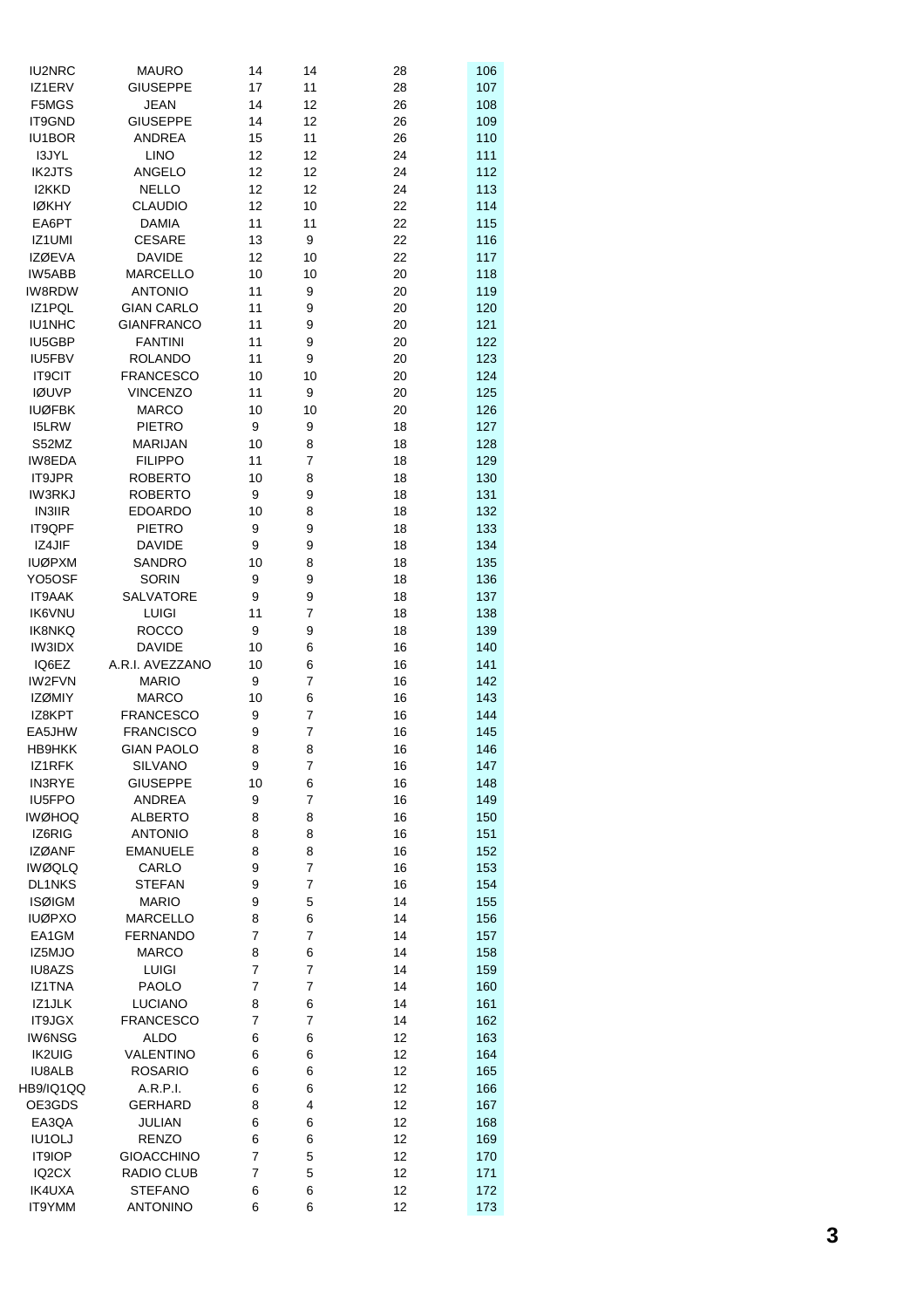| | | | | | |
|---|---|---|---|---|---|
| IU2NRC | MAURO | 14 | 14 | 28 | 106 |
| IZ1ERV | GIUSEPPE | 17 | 11 | 28 | 107 |
| F5MGS | JEAN | 14 | 12 | 26 | 108 |
| IT9GND | GIUSEPPE | 14 | 12 | 26 | 109 |
| IU1BOR | ANDREA | 15 | 11 | 26 | 110 |
| I3JYL | LINO | 12 | 12 | 24 | 111 |
| IK2JTS | ANGELO | 12 | 12 | 24 | 112 |
| I2KKD | NELLO | 12 | 12 | 24 | 113 |
| IØKHY | CLAUDIO | 12 | 10 | 22 | 114 |
| EA6PT | DAMIA | 11 | 11 | 22 | 115 |
| IZ1UMI | CESARE | 13 | 9 | 22 | 116 |
| IZØEVA | DAVIDE | 12 | 10 | 22 | 117 |
| IW5ABB | MARCELLO | 10 | 10 | 20 | 118 |
| IW8RDW | ANTONIO | 11 | 9 | 20 | 119 |
| IZ1PQL | GIAN CARLO | 11 | 9 | 20 | 120 |
| IU1NHC | GIANFRANCO | 11 | 9 | 20 | 121 |
| IU5GBP | FANTINI | 11 | 9 | 20 | 122 |
| IU5FBV | ROLANDO | 11 | 9 | 20 | 123 |
| IT9CIT | FRANCESCO | 10 | 10 | 20 | 124 |
| IØUVP | VINCENZO | 11 | 9 | 20 | 125 |
| IUØFBK | MARCO | 10 | 10 | 20 | 126 |
| I5LRW | PIETRO | 9 | 9 | 18 | 127 |
| S52MZ | MARIJAN | 10 | 8 | 18 | 128 |
| IW8EDA | FILIPPO | 11 | 7 | 18 | 129 |
| IT9JPR | ROBERTO | 10 | 8 | 18 | 130 |
| IW3RKJ | ROBERTO | 9 | 9 | 18 | 131 |
| IN3IIR | EDOARDO | 10 | 8 | 18 | 132 |
| IT9QPF | PIETRO | 9 | 9 | 18 | 133 |
| IZ4JIF | DAVIDE | 9 | 9 | 18 | 134 |
| IUØPXM | SANDRO | 10 | 8 | 18 | 135 |
| YO5OSF | SORIN | 9 | 9 | 18 | 136 |
| IT9AAK | SALVATORE | 9 | 9 | 18 | 137 |
| IK6VNU | LUIGI | 11 | 7 | 18 | 138 |
| IK8NKQ | ROCCO | 9 | 9 | 18 | 139 |
| IW3IDX | DAVIDE | 10 | 6 | 16 | 140 |
| IQ6EZ | A.R.I. AVEZZANO | 10 | 6 | 16 | 141 |
| IW2FVN | MARIO | 9 | 7 | 16 | 142 |
| IZØMIY | MARCO | 10 | 6 | 16 | 143 |
| IZ8KPT | FRANCESCO | 9 | 7 | 16 | 144 |
| EA5JHW | FRANCISCO | 9 | 7 | 16 | 145 |
| HB9HKK | GIAN PAOLO | 8 | 8 | 16 | 146 |
| IZ1RFK | SILVANO | 9 | 7 | 16 | 147 |
| IN3RYE | GIUSEPPE | 10 | 6 | 16 | 148 |
| IU5FPO | ANDREA | 9 | 7 | 16 | 149 |
| IWØHOQ | ALBERTO | 8 | 8 | 16 | 150 |
| IZ6RIG | ANTONIO | 8 | 8 | 16 | 151 |
| IZØANF | EMANUELE | 8 | 8 | 16 | 152 |
| IWØQLQ | CARLO | 9 | 7 | 16 | 153 |
| DL1NKS | STEFAN | 9 | 7 | 16 | 154 |
| ISØIGM | MARIO | 9 | 5 | 14 | 155 |
| IUØPXO | MARCELLO | 8 | 6 | 14 | 156 |
| EA1GM | FERNANDO | 7 | 7 | 14 | 157 |
| IZ5MJO | MARCO | 8 | 6 | 14 | 158 |
| IU8AZS | LUIGI | 7 | 7 | 14 | 159 |
| IZ1TNA | PAOLO | 7 | 7 | 14 | 160 |
| IZ1JLK | LUCIANO | 8 | 6 | 14 | 161 |
| IT9JGX | FRANCESCO | 7 | 7 | 14 | 162 |
| IW6NSG | ALDO | 6 | 6 | 12 | 163 |
| IK2UIG | VALENTINO | 6 | 6 | 12 | 164 |
| IU8ALB | ROSARIO | 6 | 6 | 12 | 165 |
| HB9/IQ1QQ | A.R.P.I. | 6 | 6 | 12 | 166 |
| OE3GDS | GERHARD | 8 | 4 | 12 | 167 |
| EA3QA | JULIAN | 6 | 6 | 12 | 168 |
| IU1OLJ | RENZO | 6 | 6 | 12 | 169 |
| IT9IOP | GIOACCHINO | 7 | 5 | 12 | 170 |
| IQ2CX | RADIO CLUB | 7 | 5 | 12 | 171 |
| IK4UXA | STEFANO | 6 | 6 | 12 | 172 |
| IT9YMM | ANTONINO | 6 | 6 | 12 | 173 |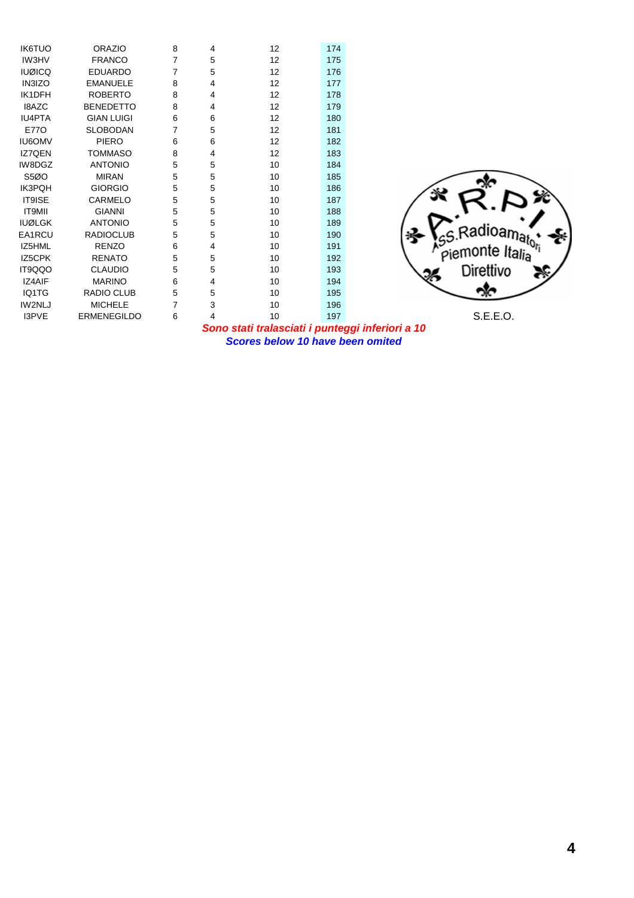| | | | | | |
|---|---|---|---|---|---|
| IK6TUO | ORAZIO | 8 | 4 | 12 | 174 |
| IW3HV | FRANCO | 7 | 5 | 12 | 175 |
| IUØICQ | EDUARDO | 7 | 5 | 12 | 176 |
| IN3IZO | EMANUELE | 8 | 4 | 12 | 177 |
| IK1DFH | ROBERTO | 8 | 4 | 12 | 178 |
| I8AZC | BENEDETTO | 8 | 4 | 12 | 179 |
| IU4PTA | GIAN LUIGI | 6 | 6 | 12 | 180 |
| E77O | SLOBODAN | 7 | 5 | 12 | 181 |
| IU6OMV | PIERO | 6 | 6 | 12 | 182 |
| IZ7QEN | TOMMASO | 8 | 4 | 12 | 183 |
| IW8DGZ | ANTONIO | 5 | 5 | 10 | 184 |
| S5ØO | MIRAN | 5 | 5 | 10 | 185 |
| IK3PQH | GIORGIO | 5 | 5 | 10 | 186 |
| IT9ISE | CARMELO | 5 | 5 | 10 | 187 |
| IT9MII | GIANNI | 5 | 5 | 10 | 188 |
| IUØLGK | ANTONIO | 5 | 5 | 10 | 189 |
| EA1RCU | RADIOCLUB | 5 | 5 | 10 | 190 |
| IZ5HML | RENZO | 6 | 4 | 10 | 191 |
| IZ5CPK | RENATO | 5 | 5 | 10 | 192 |
| IT9QQO | CLAUDIO | 5 | 5 | 10 | 193 |
| IZ4AIF | MARINO | 6 | 4 | 10 | 194 |
| IQ1TG | RADIO CLUB | 5 | 5 | 10 | 195 |
| IW2NLJ | MICHELE | 7 | 3 | 10 | 196 |
| I3PVE | ERMENEGILDO | 6 | 4 | 10 | 197 |

A.R.P.I. Ass. Radioamatori Piemonte Italia
Direttivo

S.E.E.O.

***Sono stati tralasciati i punteggi inferiori a 10***

***Scores below 10 have been omited***